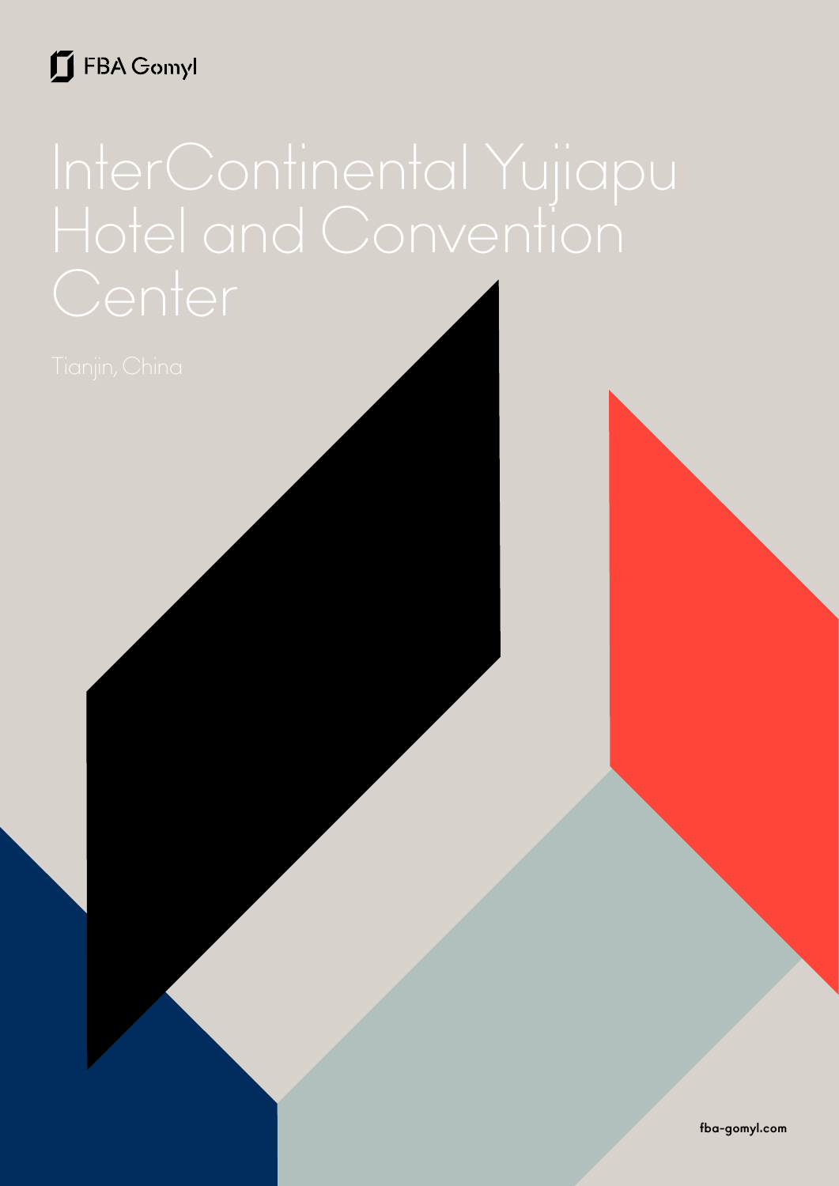FBA Gomyl

# InterContinental Yujiapu Hotel and Convention Center

Tianjin, China

fba-gomyl.com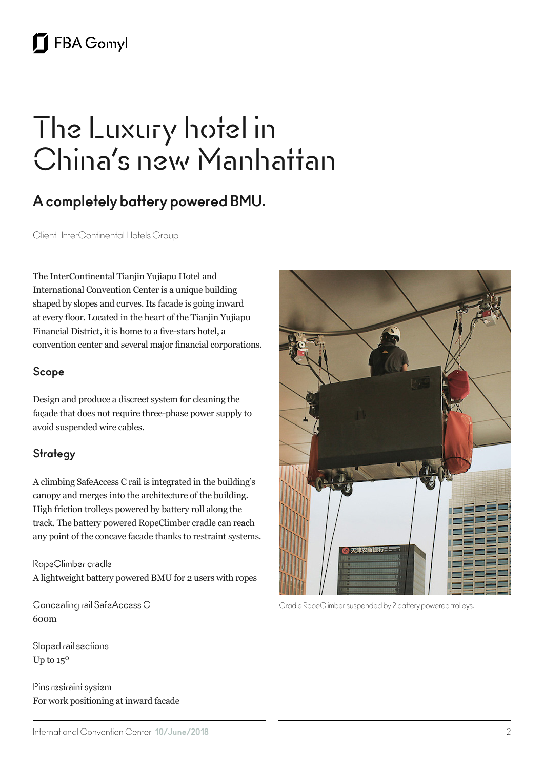FBA Gomyl

# The Luxury hotel in China's new Manhattan

## A completely battery powered BMU.

Client: InterContinental Hotels Group

The InterContinental Tianjin Yujiapu Hotel and International Convention Center is a unique building shaped by slopes and curves. Its facade is going inward at every floor. Located in the heart of the Tianjin Yujiapu Financial District, it is home to a five-stars hotel, a convention center and several major financial corporations.

### Scope

Design and produce a discreet system for cleaning the façade that does not require three-phase power supply to avoid suspended wire cables.

### Strategy

A climbing SafeAccess C rail is integrated in the building's canopy and merges into the architecture of the building. High friction trolleys powered by battery roll along the track. The battery powered RopeClimber cradle can reach any point of the concave facade thanks to restraint systems.

RopeClimber cradle
A lightweight battery powered BMU for 2 users with ropes

Concealing rail SafeAccess C
600m

Sloped rail sections
Up to 15º

Pins restraint system
For work positioning at inward facade

Cradle RopeClimber suspended by 2 battery powered trolleys.

International Convention Center 10/June/2018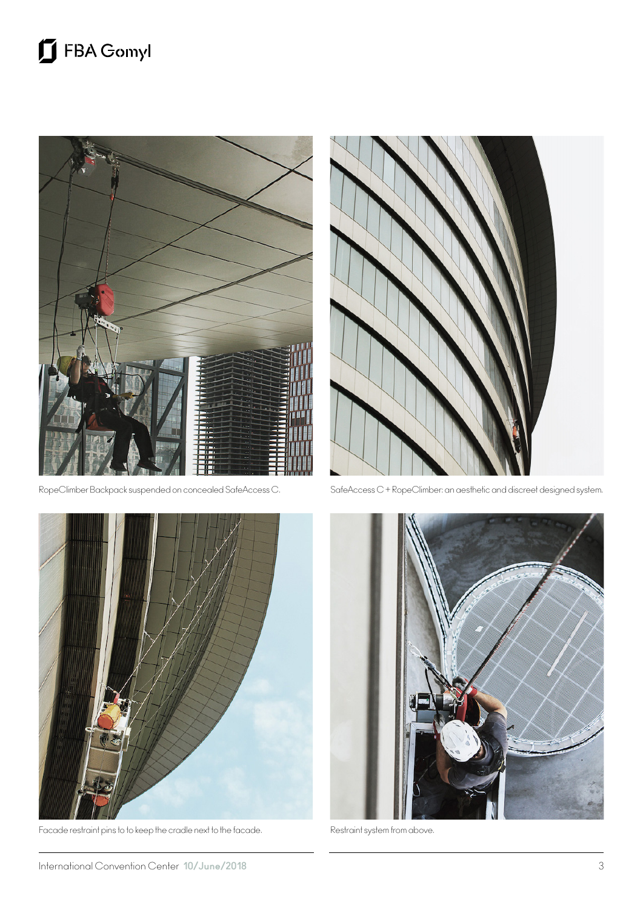RopeClimber Backpack suspended on concealed SafeAccess C.

SafeAccess C + RopeClimber: an aesthetic and discreet designed system.

Facade restraint pins to to keep the cradle next to the facade.

Restraint system from above.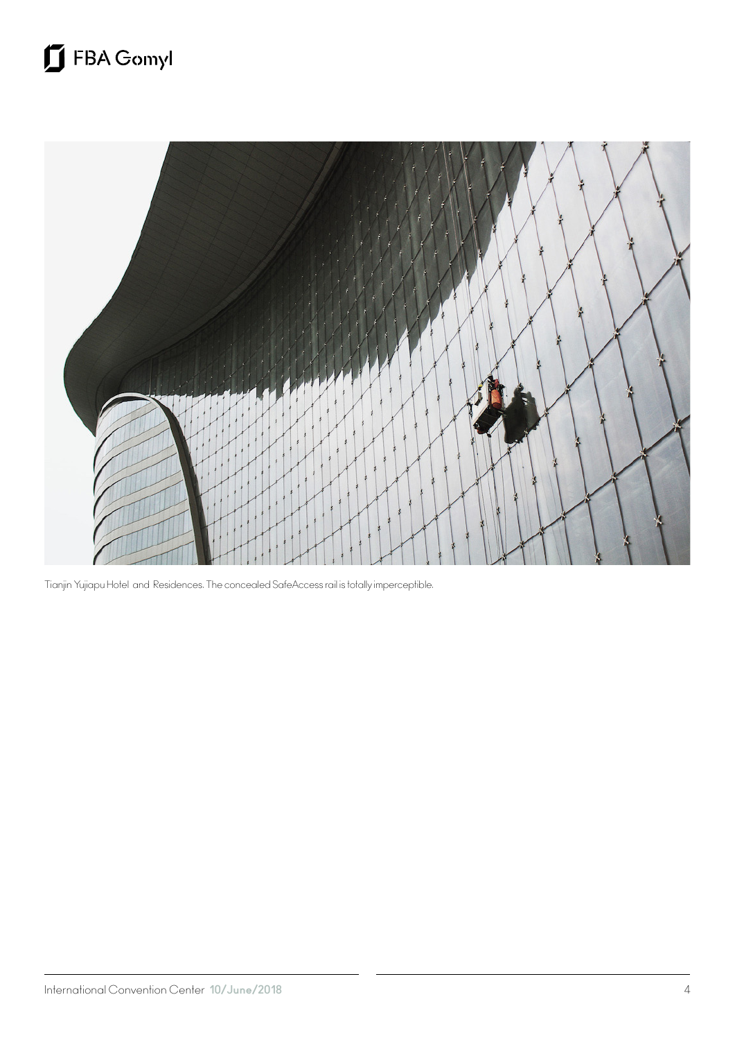Tianjin Yujiapu Hotel and Residences. The concealed SafeAccess rail is totally imperceptible.